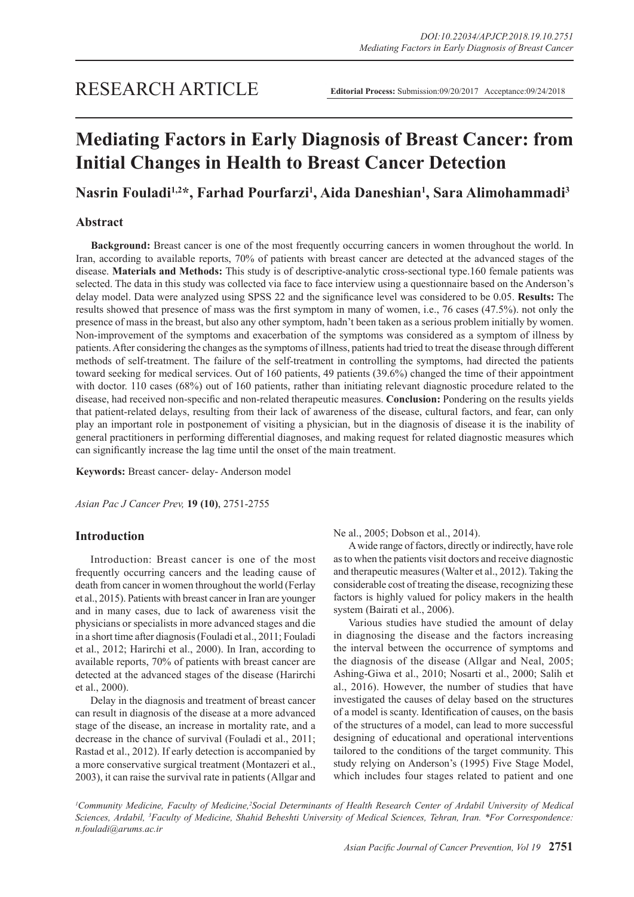RESEARCH ARTICLE

**Editorial Process:** Submission:09/20/2017 Acceptance:09/24/2018

# Mediating Factors in Early Diagnosis of Breast Cancer: from Initial Changes in Health to Breast Cancer Detection

**Nasrin Fouladi[1,2]*, Farhad Pourfarzi[1], Aida Daneshian[1], Sara Alimohammadi[3]**

## Abstract

**Background:** Breast cancer is one of the most frequently occurring cancers in women throughout the world. In Iran, according to available reports, 70% of patients with breast cancer are detected at the advanced stages of the disease. **Materials and Methods:** This study is of descriptive-analytic cross-sectional type.160 female patients was selected. The data in this study was collected via face to face interview using a questionnaire based on the Anderson's delay model. Data were analyzed using SPSS 22 and the significance level was considered to be 0.05. **Results:** The results showed that presence of mass was the first symptom in many of women, i.e., 76 cases (47.5%). not only the presence of mass in the breast, but also any other symptom, hadn't been taken as a serious problem initially by women. Non-improvement of the symptoms and exacerbation of the symptoms was considered as a symptom of illness by patients. After considering the changes as the symptoms of illness, patients had tried to treat the disease through different methods of self-treatment. The failure of the self-treatment in controlling the symptoms, had directed the patients toward seeking for medical services. Out of 160 patients, 49 patients (39.6%) changed the time of their appointment with doctor. 110 cases (68%) out of 160 patients, rather than initiating relevant diagnostic procedure related to the disease, had received non-specific and non-related therapeutic measures. **Conclusion:** Pondering on the results yields that patient-related delays, resulting from their lack of awareness of the disease, cultural factors, and fear, can only play an important role in postponement of visiting a physician, but in the diagnosis of disease it is the inability of general practitioners in performing differential diagnoses, and making request for related diagnostic measures which can significantly increase the lag time until the onset of the main treatment.

**Keywords:** Breast cancer- delay- Anderson model

*Asian Pac J Cancer Prev,* **19 (10)**, 2751-2755

## Introduction

Introduction: Breast cancer is one of the most frequently occurring cancers and the leading cause of death from cancer in women throughout the world (Ferlay et al., 2015). Patients with breast cancer in Iran are younger and in many cases, due to lack of awareness visit the physicians or specialists in more advanced stages and die in a short time after diagnosis (Fouladi et al., 2011; Fouladi et al., 2012; Harirchi et al., 2000). In Iran, according to available reports, 70% of patients with breast cancer are detected at the advanced stages of the disease (Harirchi et al., 2000).

Delay in the diagnosis and treatment of breast cancer can result in diagnosis of the disease at a more advanced stage of the disease, an increase in mortality rate, and a decrease in the chance of survival (Fouladi et al., 2011; Rastad et al., 2012). If early detection is accompanied by a more conservative surgical treatment (Montazeri et al., 2003), it can raise the survival rate in patients (Allgar and Ne al., 2005; Dobson et al., 2014).

A wide range of factors, directly or indirectly, have role as to when the patients visit doctors and receive diagnostic and therapeutic measures (Walter et al., 2012). Taking the considerable cost of treating the disease, recognizing these factors is highly valued for policy makers in the health system (Bairati et al., 2006).

Various studies have studied the amount of delay in diagnosing the disease and the factors increasing the interval between the occurrence of symptoms and the diagnosis of the disease (Allgar and Neal, 2005; Ashing-Giwa et al., 2010; Nosarti et al., 2000; Salih et al., 2016). However, the number of studies that have investigated the causes of delay based on the structures of a model is scanty. Identification of causes, on the basis of the structures of a model, can lead to more successful designing of educational and operational interventions tailored to the conditions of the target community. This study relying on Anderson's (1995) Five Stage Model, which includes four stages related to patient and one

[1]*Community Medicine, Faculty of Medicine,*[2]*Social Determinants of Health Research Center of Ardabil University of Medical Sciences, Ardabil,* [3]*Faculty of Medicine, Shahid Beheshti University of Medical Sciences, Tehran, Iran. \*For Correspondence: n.fouladi@arums.ac.ir*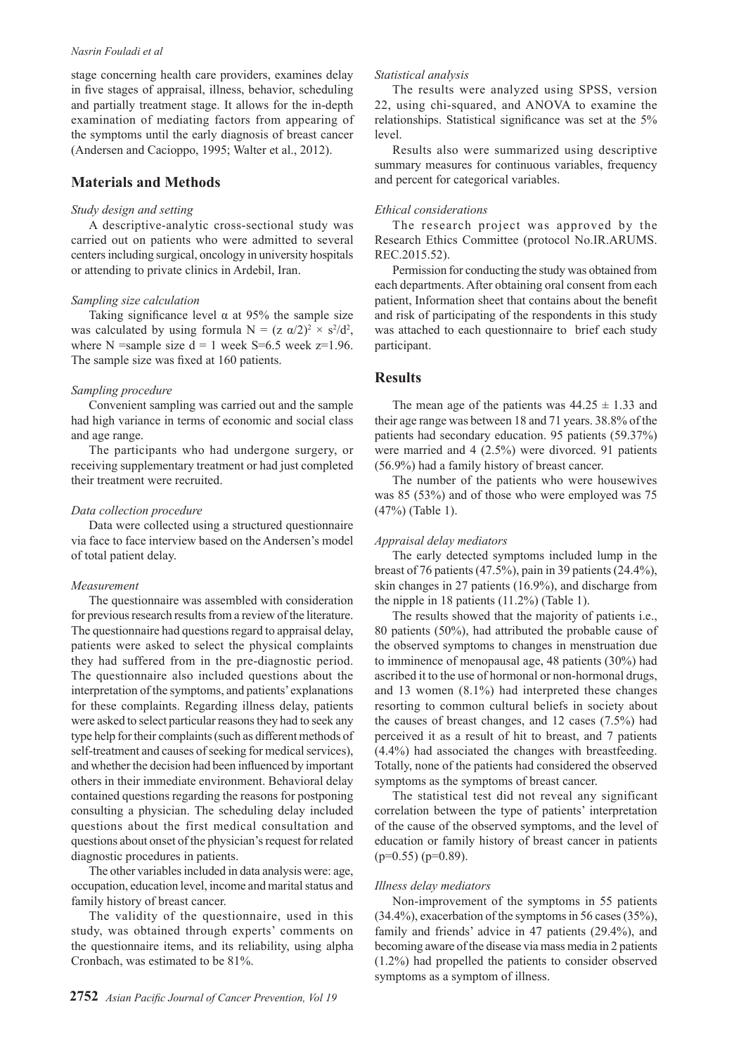stage concerning health care providers, examines delay in five stages of appraisal, illness, behavior, scheduling and partially treatment stage. It allows for the in-depth examination of mediating factors from appearing of the symptoms until the early diagnosis of breast cancer (Andersen and Cacioppo, 1995; Walter et al., 2012).

## Materials and Methods

### *Study design and setting*

A descriptive-analytic cross-sectional study was carried out on patients who were admitted to several centers including surgical, oncology in university hospitals or attending to private clinics in Ardebil, Iran.

### *Sampling size calculation*

Taking significance level α at 95% the sample size was calculated by using formula $N = (z\ \alpha/2)^2 \times s^2/d^2$, where N =sample size d = 1 week S=6.5 week z=1.96. The sample size was fixed at 160 patients.

### *Sampling procedure*

Convenient sampling was carried out and the sample had high variance in terms of economic and social class and age range.

The participants who had undergone surgery, or receiving supplementary treatment or had just completed their treatment were recruited.

### *Data collection procedure*

Data were collected using a structured questionnaire via face to face interview based on the Andersen's model of total patient delay.

### *Measurement*

The questionnaire was assembled with consideration for previous research results from a review of the literature. The questionnaire had questions regard to appraisal delay, patients were asked to select the physical complaints they had suffered from in the pre-diagnostic period. The questionnaire also included questions about the interpretation of the symptoms, and patients' explanations for these complaints. Regarding illness delay, patients were asked to select particular reasons they had to seek any type help for their complaints (such as different methods of self-treatment and causes of seeking for medical services), and whether the decision had been influenced by important others in their immediate environment. Behavioral delay contained questions regarding the reasons for postponing consulting a physician. The scheduling delay included questions about the first medical consultation and questions about onset of the physician's request for related diagnostic procedures in patients.

The other variables included in data analysis were: age, occupation, education level, income and marital status and family history of breast cancer.

The validity of the questionnaire, used in this study, was obtained through experts' comments on the questionnaire items, and its reliability, using alpha Cronbach, was estimated to be 81%.

### *Statistical analysis*

The results were analyzed using SPSS, version 22, using chi-squared, and ANOVA to examine the relationships. Statistical significance was set at the 5% level.

Results also were summarized using descriptive summary measures for continuous variables, frequency and percent for categorical variables.

### *Ethical considerations*

The research project was approved by the Research Ethics Committee (protocol No.IR.ARUMS.REC.2015.52).

Permission for conducting the study was obtained from each departments. After obtaining oral consent from each patient, Information sheet that contains about the benefit and risk of participating of the respondents in this study was attached to each questionnaire to brief each study participant.

## Results

The mean age of the patients was 44.25 ± 1.33 and their age range was between 18 and 71 years. 38.8% of the patients had secondary education. 95 patients (59.37%) were married and 4 (2.5%) were divorced. 91 patients (56.9%) had a family history of breast cancer.

The number of the patients who were housewives was 85 (53%) and of those who were employed was 75 (47%) (Table 1).

### *Appraisal delay mediators*

The early detected symptoms included lump in the breast of 76 patients (47.5%), pain in 39 patients (24.4%), skin changes in 27 patients (16.9%), and discharge from the nipple in 18 patients (11.2%) (Table 1).

The results showed that the majority of patients i.e., 80 patients (50%), had attributed the probable cause of the observed symptoms to changes in menstruation due to imminence of menopausal age, 48 patients (30%) had ascribed it to the use of hormonal or non-hormonal drugs, and 13 women (8.1%) had interpreted these changes resorting to common cultural beliefs in society about the causes of breast changes, and 12 cases (7.5%) had perceived it as a result of hit to breast, and 7 patients (4.4%) had associated the changes with breastfeeding. Totally, none of the patients had considered the observed symptoms as the symptoms of breast cancer.

The statistical test did not reveal any significant correlation between the type of patients' interpretation of the cause of the observed symptoms, and the level of education or family history of breast cancer in patients (p=0.55) (p=0.89).

### *Illness delay mediators*

Non-improvement of the symptoms in 55 patients (34.4%), exacerbation of the symptoms in 56 cases (35%), family and friends' advice in 47 patients (29.4%), and becoming aware of the disease via mass media in 2 patients (1.2%) had propelled the patients to consider observed symptoms as a symptom of illness.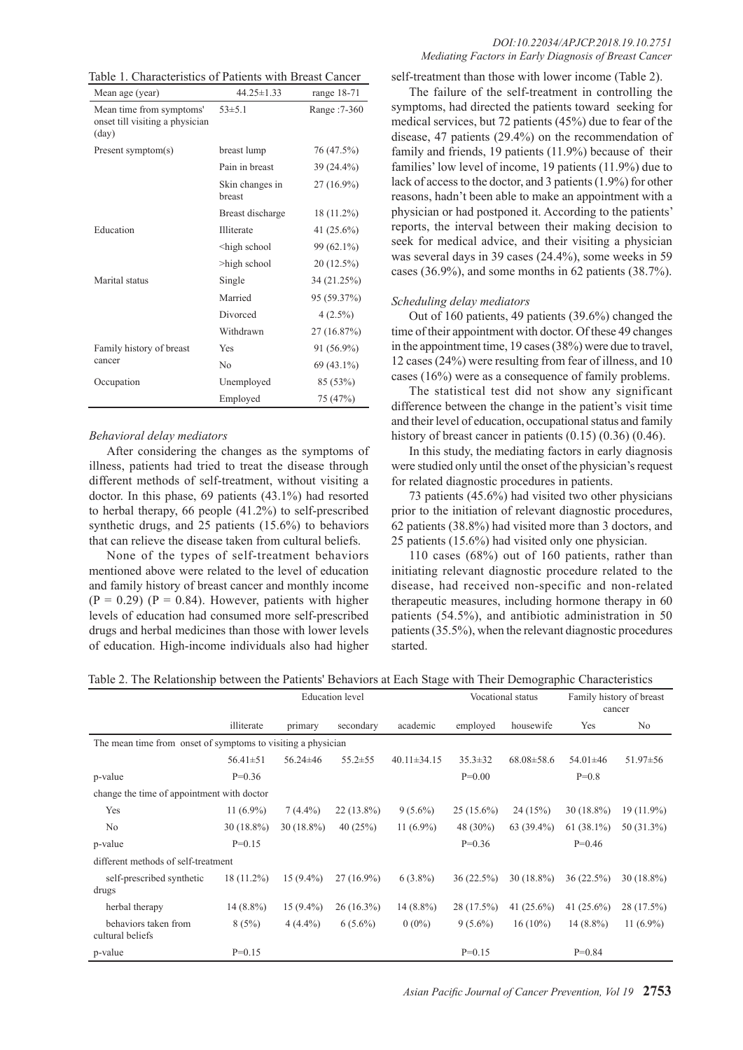Table 1. Characteristics of Patients with Breast Cancer

| Mean age (year) | 44.25±1.33 | range 18-71 |
|---|---|---|
| Mean time from symptoms' onset till visiting a physician (day) | 53±5.1 | Range :7-360 |
| Present symptom(s) | breast lump | 76 (47.5%) |
| | Pain in breast | 39 (24.4%) |
| | Skin changes in breast | 27 (16.9%) |
| | Breast discharge | 18 (11.2%) |
| Education | Illiterate | 41 (25.6%) |
| | <high school | 99 (62.1%) |
| | >high school | 20 (12.5%) |
| Marital status | Single | 34 (21.25%) |
| | Married | 95 (59.37%) |
| | Divorced | 4 (2.5%) |
| | Withdrawn | 27 (16.87%) |
| Family history of breast cancer | Yes | 91 (56.9%) |
| | No | 69 (43.1%) |
| Occupation | Unemployed | 85 (53%) |
| | Employed | 75 (47%) |

### *Behavioral delay mediators*

After considering the changes as the symptoms of illness, patients had tried to treat the disease through different methods of self-treatment, without visiting a doctor. In this phase, 69 patients (43.1%) had resorted to herbal therapy, 66 people (41.2%) to self-prescribed synthetic drugs, and 25 patients (15.6%) to behaviors that can relieve the disease taken from cultural beliefs.

None of the types of self-treatment behaviors mentioned above were related to the level of education and family history of breast cancer and monthly income (P = 0.29) (P = 0.84). However, patients with higher levels of education had consumed more self-prescribed drugs and herbal medicines than those with lower levels of education. High-income individuals also had higher self-treatment than those with lower income (Table 2).

The failure of the self-treatment in controlling the symptoms, had directed the patients toward seeking for medical services, but 72 patients (45%) due to fear of the disease, 47 patients (29.4%) on the recommendation of family and friends, 19 patients (11.9%) because of their families' low level of income, 19 patients (11.9%) due to lack of access to the doctor, and 3 patients (1.9%) for other reasons, hadn't been able to make an appointment with a physician or had postponed it. According to the patients' reports, the interval between their making decision to seek for medical advice, and their visiting a physician was several days in 39 cases (24.4%), some weeks in 59 cases (36.9%), and some months in 62 patients (38.7%).

### *Scheduling delay mediators*

Out of 160 patients, 49 patients (39.6%) changed the time of their appointment with doctor. Of these 49 changes in the appointment time, 19 cases (38%) were due to travel, 12 cases (24%) were resulting from fear of illness, and 10 cases (16%) were as a consequence of family problems.

The statistical test did not show any significant difference between the change in the patient's visit time and their level of education, occupational status and family history of breast cancer in patients (0.15) (0.36) (0.46).

In this study, the mediating factors in early diagnosis were studied only until the onset of the physician's request for related diagnostic procedures in patients.

73 patients (45.6%) had visited two other physicians prior to the initiation of relevant diagnostic procedures, 62 patients (38.8%) had visited more than 3 doctors, and 25 patients (15.6%) had visited only one physician.

110 cases (68%) out of 160 patients, rather than initiating relevant diagnostic procedure related to the disease, had received non-specific and non-related therapeutic measures, including hormone therapy in 60 patients (54.5%), and antibiotic administration in 50 patients (35.5%), when the relevant diagnostic procedures started.

Table 2. The Relationship between the Patients' Behaviors at Each Stage with Their Demographic Characteristics

| | Education level | | | | Vocational status | | Family history of breast cancer | |
|---|---|---|---|---|---|---|---|---|
| | illiterate | primary | secondary | academic | employed | housewife | Yes | No |
| The mean time from onset of symptoms to visiting a physician | | | | | | | | |
| | 56.41±51 | 56.24±46 | 55.2±55 | 40.11±34.15 | 35.3±32 | 68.08±58.6 | 54.01±46 | 51.97±56 |
| p-value | P=0.36 | | | | P=0.00 | | P=0.8 | |
| change the time of appointment with doctor | | | | | | | | |
| Yes | 11 (6.9%) | 7 (4.4%) | 22 (13.8%) | 9 (5.6%) | 25 (15.6%) | 24 (15%) | 30 (18.8%) | 19 (11.9%) |
| No | 30 (18.8%) | 30 (18.8%) | 40 (25%) | 11 (6.9%) | 48 (30%) | 63 (39.4%) | 61 (38.1%) | 50 (31.3%) |
| p-value | P=0.15 | | | | P=0.36 | | P=0.46 | |
| different methods of self-treatment | | | | | | | | |
| self-prescribed synthetic drugs | 18 (11.2%) | 15 (9.4%) | 27 (16.9%) | 6 (3.8%) | 36 (22.5%) | 30 (18.8%) | 36 (22.5%) | 30 (18.8%) |
| herbal therapy | 14 (8.8%) | 15 (9.4%) | 26 (16.3%) | 14 (8.8%) | 28 (17.5%) | 41 (25.6%) | 41 (25.6%) | 28 (17.5%) |
| behaviors taken from cultural beliefs | 8 (5%) | 4 (4.4%) | 6 (5.6%) | 0 (0%) | 9 (5.6%) | 16 (10%) | 14 (8.8%) | 11 (6.9%) |
| p-value | P=0.15 | | | | P=0.15 | | P=0.84 | |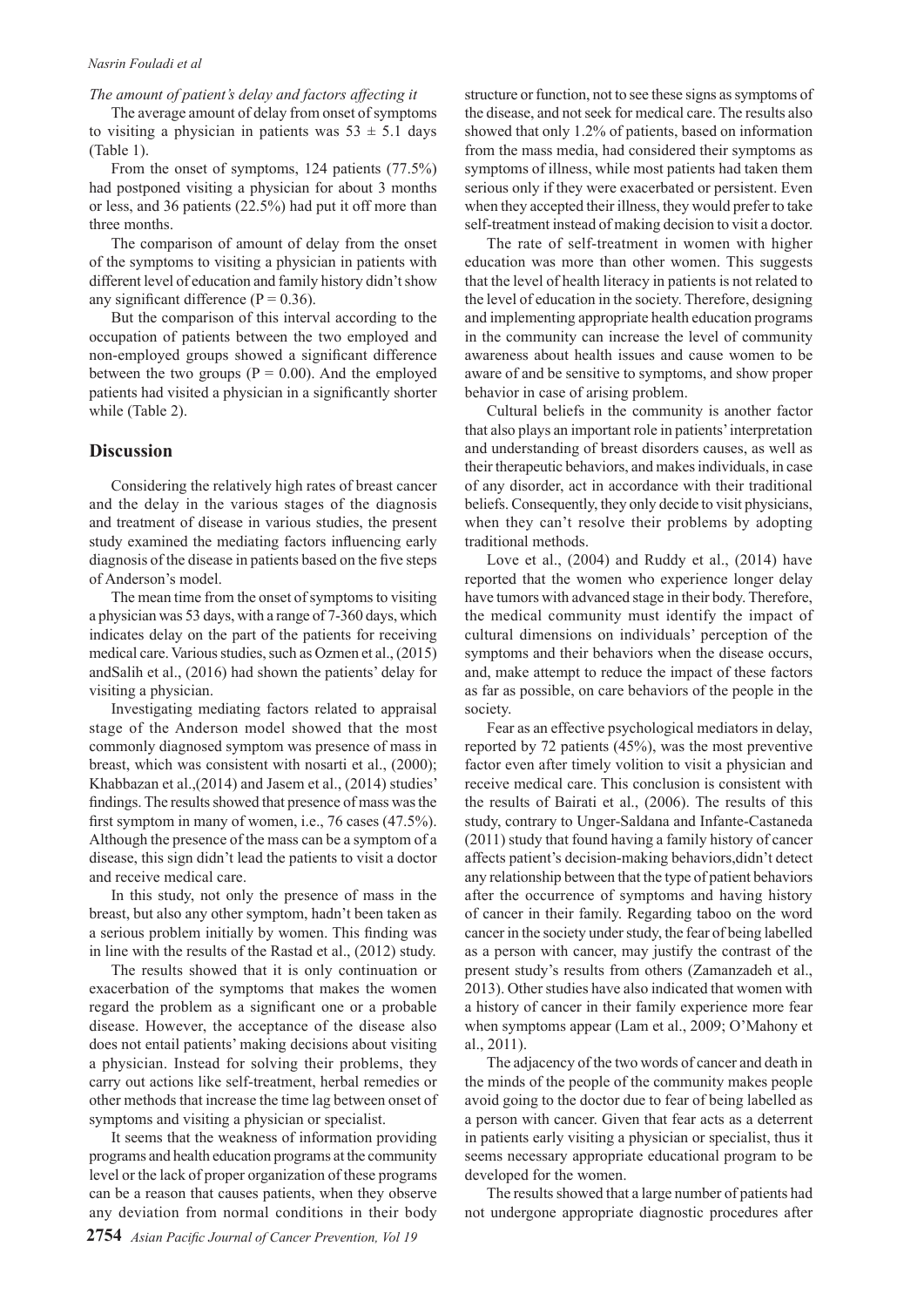*The amount of patient's delay and factors affecting it*

The average amount of delay from onset of symptoms to visiting a physician in patients was $53 \pm 5.1$ days (Table 1).

From the onset of symptoms, 124 patients (77.5%) had postponed visiting a physician for about 3 months or less, and 36 patients (22.5%) had put it off more than three months.

The comparison of amount of delay from the onset of the symptoms to visiting a physician in patients with different level of education and family history didn't show any significant difference ($P = 0.36$).

But the comparison of this interval according to the occupation of patients between the two employed and non-employed groups showed a significant difference between the two groups ($P = 0.00$). And the employed patients had visited a physician in a significantly shorter while (Table 2).

## Discussion

Considering the relatively high rates of breast cancer and the delay in the various stages of the diagnosis and treatment of disease in various studies, the present study examined the mediating factors influencing early diagnosis of the disease in patients based on the five steps of Anderson's model.

The mean time from the onset of symptoms to visiting a physician was 53 days, with a range of 7-360 days, which indicates delay on the part of the patients for receiving medical care. Various studies, such as Ozmen et al., (2015) andSalih et al., (2016) had shown the patients' delay for visiting a physician.

Investigating mediating factors related to appraisal stage of the Anderson model showed that the most commonly diagnosed symptom was presence of mass in breast, which was consistent with nosarti et al., (2000); Khabbazan et al.,(2014) and Jasem et al., (2014) studies' findings. The results showed that presence of mass was the first symptom in many of women, i.e., 76 cases (47.5%). Although the presence of the mass can be a symptom of a disease, this sign didn't lead the patients to visit a doctor and receive medical care.

In this study, not only the presence of mass in the breast, but also any other symptom, hadn't been taken as a serious problem initially by women. This finding was in line with the results of the Rastad et al., (2012) study.

The results showed that it is only continuation or exacerbation of the symptoms that makes the women regard the problem as a significant one or a probable disease. However, the acceptance of the disease also does not entail patients' making decisions about visiting a physician. Instead for solving their problems, they carry out actions like self-treatment, herbal remedies or other methods that increase the time lag between onset of symptoms and visiting a physician or specialist.

It seems that the weakness of information providing programs and health education programs at the community level or the lack of proper organization of these programs can be a reason that causes patients, when they observe any deviation from normal conditions in their body structure or function, not to see these signs as symptoms of the disease, and not seek for medical care. The results also showed that only 1.2% of patients, based on information from the mass media, had considered their symptoms as symptoms of illness, while most patients had taken them serious only if they were exacerbated or persistent. Even when they accepted their illness, they would prefer to take self-treatment instead of making decision to visit a doctor.

The rate of self-treatment in women with higher education was more than other women. This suggests that the level of health literacy in patients is not related to the level of education in the society. Therefore, designing and implementing appropriate health education programs in the community can increase the level of community awareness about health issues and cause women to be aware of and be sensitive to symptoms, and show proper behavior in case of arising problem.

Cultural beliefs in the community is another factor that also plays an important role in patients' interpretation and understanding of breast disorders causes, as well as their therapeutic behaviors, and makes individuals, in case of any disorder, act in accordance with their traditional beliefs. Consequently, they only decide to visit physicians, when they can't resolve their problems by adopting traditional methods.

Love et al., (2004) and Ruddy et al., (2014) have reported that the women who experience longer delay have tumors with advanced stage in their body. Therefore, the medical community must identify the impact of cultural dimensions on individuals' perception of the symptoms and their behaviors when the disease occurs, and, make attempt to reduce the impact of these factors as far as possible, on care behaviors of the people in the society.

Fear as an effective psychological mediators in delay, reported by 72 patients (45%), was the most preventive factor even after timely volition to visit a physician and receive medical care. This conclusion is consistent with the results of Bairati et al., (2006). The results of this study, contrary to Unger-Saldana and Infante-Castaneda (2011) study that found having a family history of cancer affects patient's decision-making behaviors,didn't detect any relationship between that the type of patient behaviors after the occurrence of symptoms and having history of cancer in their family. Regarding taboo on the word cancer in the society under study, the fear of being labelled as a person with cancer, may justify the contrast of the present study's results from others (Zamanzadeh et al., 2013). Other studies have also indicated that women with a history of cancer in their family experience more fear when symptoms appear (Lam et al., 2009; O'Mahony et al., 2011).

The adjacency of the two words of cancer and death in the minds of the people of the community makes people avoid going to the doctor due to fear of being labelled as a person with cancer. Given that fear acts as a deterrent in patients early visiting a physician or specialist, thus it seems necessary appropriate educational program to be developed for the women.

The results showed that a large number of patients had not undergone appropriate diagnostic procedures after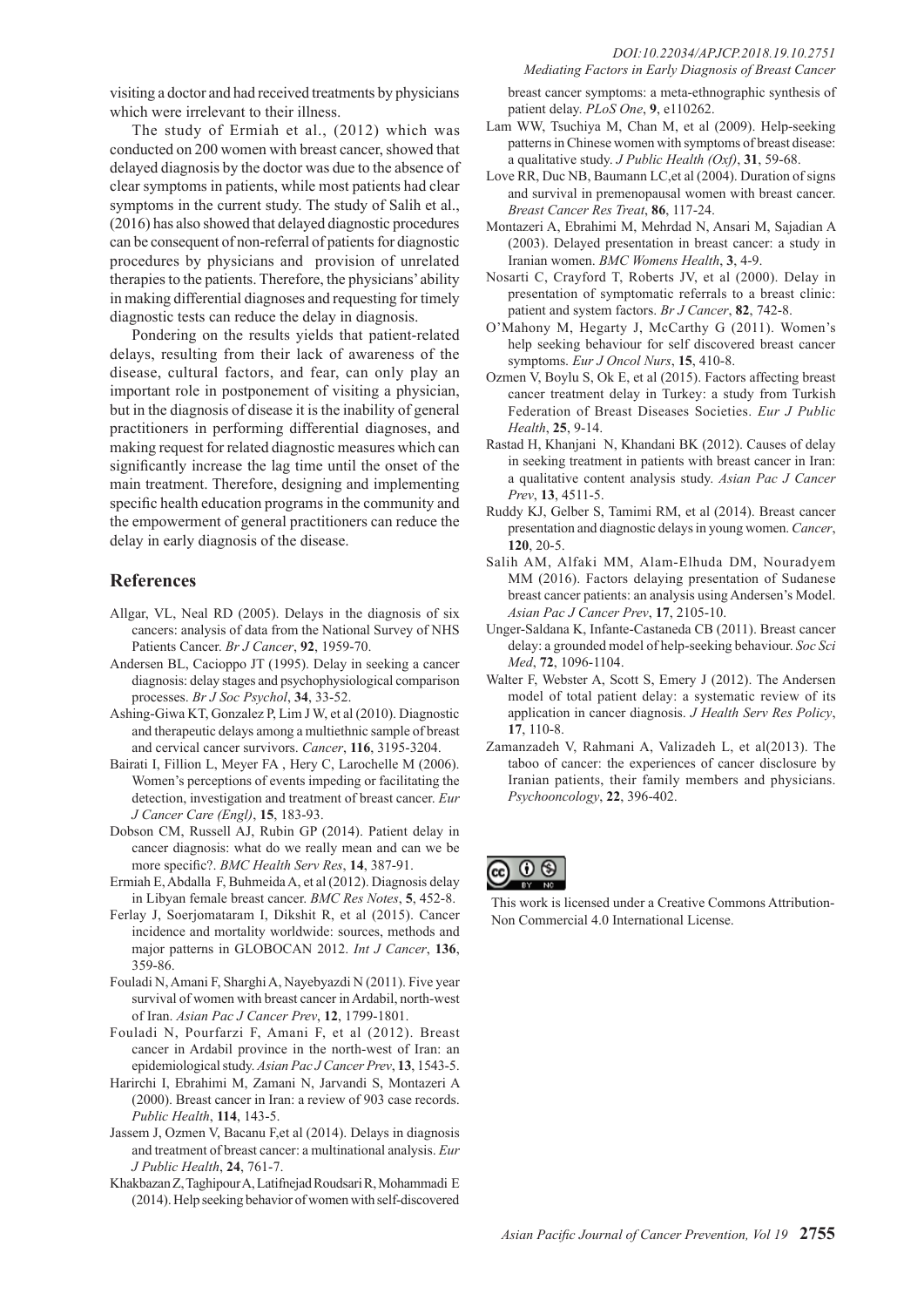visiting a doctor and had received treatments by physicians which were irrelevant to their illness.

The study of Ermiah et al., (2012) which was conducted on 200 women with breast cancer, showed that delayed diagnosis by the doctor was due to the absence of clear symptoms in patients, while most patients had clear symptoms in the current study. The study of Salih et al., (2016) has also showed that delayed diagnostic procedures can be consequent of non-referral of patients for diagnostic procedures by physicians and provision of unrelated therapies to the patients. Therefore, the physicians' ability in making differential diagnoses and requesting for timely diagnostic tests can reduce the delay in diagnosis.

Pondering on the results yields that patient-related delays, resulting from their lack of awareness of the disease, cultural factors, and fear, can only play an important role in postponement of visiting a physician, but in the diagnosis of disease it is the inability of general practitioners in performing differential diagnoses, and making request for related diagnostic measures which can significantly increase the lag time until the onset of the main treatment. Therefore, designing and implementing specific health education programs in the community and the empowerment of general practitioners can reduce the delay in early diagnosis of the disease.

## References

Allgar, VL, Neal RD (2005). Delays in the diagnosis of six cancers: analysis of data from the National Survey of NHS Patients Cancer. *Br J Cancer*, **92**, 1959-70.

Andersen BL, Cacioppo JT (1995). Delay in seeking a cancer diagnosis: delay stages and psychophysiological comparison processes. *Br J Soc Psychol*, **34**, 33-52.

Ashing-Giwa KT, Gonzalez P, Lim J W, et al (2010). Diagnostic and therapeutic delays among a multiethnic sample of breast and cervical cancer survivors. *Cancer*, **116**, 3195-3204.

Bairati I, Fillion L, Meyer FA , Hery C, Larochelle M (2006). Women's perceptions of events impeding or facilitating the detection, investigation and treatment of breast cancer. *Eur J Cancer Care (Engl)*, **15**, 183-93.

Dobson CM, Russell AJ, Rubin GP (2014). Patient delay in cancer diagnosis: what do we really mean and can we be more specific?. *BMC Health Serv Res*, **14**, 387-91.

Ermiah E, Abdalla F, Buhmeida A, et al (2012). Diagnosis delay in Libyan female breast cancer. *BMC Res Notes*, **5**, 452-8.

Ferlay J, Soerjomataram I, Dikshit R, et al (2015). Cancer incidence and mortality worldwide: sources, methods and major patterns in GLOBOCAN 2012. *Int J Cancer*, **136**, 359-86.

Fouladi N, Amani F, Sharghi A, Nayebyazdi N (2011). Five year survival of women with breast cancer in Ardabil, north-west of Iran. *Asian Pac J Cancer Prev*, **12**, 1799-1801.

Fouladi N, Pourfarzi F, Amani F, et al (2012). Breast cancer in Ardabil province in the north-west of Iran: an epidemiological study. *Asian Pac J Cancer Prev*, **13**, 1543-5.

Harirchi I, Ebrahimi M, Zamani N, Jarvandi S, Montazeri A (2000). Breast cancer in Iran: a review of 903 case records. *Public Health*, **114**, 143-5.

Jassem J, Ozmen V, Bacanu F,et al (2014). Delays in diagnosis and treatment of breast cancer: a multinational analysis. *Eur J Public Health*, **24**, 761-7.

Khakbazan Z, Taghipour A, Latifnejad Roudsari R, Mohammadi E (2014). Help seeking behavior of women with self-discovered breast cancer symptoms: a meta-ethnographic synthesis of patient delay. *PLoS One*, **9**, e110262.

Lam WW, Tsuchiya M, Chan M, et al (2009). Help-seeking patterns in Chinese women with symptoms of breast disease: a qualitative study. *J Public Health (Oxf)*, **31**, 59-68.

Love RR, Duc NB, Baumann LC,et al (2004). Duration of signs and survival in premenopausal women with breast cancer. *Breast Cancer Res Treat*, **86**, 117-24.

Montazeri A, Ebrahimi M, Mehrdad N, Ansari M, Sajadian A (2003). Delayed presentation in breast cancer: a study in Iranian women. *BMC Womens Health*, **3**, 4-9.

Nosarti C, Crayford T, Roberts JV, et al (2000). Delay in presentation of symptomatic referrals to a breast clinic: patient and system factors. *Br J Cancer*, **82**, 742-8.

O'Mahony M, Hegarty J, McCarthy G (2011). Women's help seeking behaviour for self discovered breast cancer symptoms. *Eur J Oncol Nurs*, **15**, 410-8.

Ozmen V, Boylu S, Ok E, et al (2015). Factors affecting breast cancer treatment delay in Turkey: a study from Turkish Federation of Breast Diseases Societies. *Eur J Public Health*, **25**, 9-14.

Rastad H, Khanjani N, Khandani BK (2012). Causes of delay in seeking treatment in patients with breast cancer in Iran: a qualitative content analysis study. *Asian Pac J Cancer Prev*, **13**, 4511-5.

Ruddy KJ, Gelber S, Tamimi RM, et al (2014). Breast cancer presentation and diagnostic delays in young women. *Cancer*, **120**, 20-5.

Salih AM, Alfaki MM, Alam-Elhuda DM, Nouradyem MM (2016). Factors delaying presentation of Sudanese breast cancer patients: an analysis using Andersen's Model. *Asian Pac J Cancer Prev*, **17**, 2105-10.

Unger-Saldana K, Infante-Castaneda CB (2011). Breast cancer delay: a grounded model of help-seeking behaviour. *Soc Sci Med*, **72**, 1096-1104.

Walter F, Webster A, Scott S, Emery J (2012). The Andersen model of total patient delay: a systematic review of its application in cancer diagnosis. *J Health Serv Res Policy*, **17**, 110-8.

Zamanzadeh V, Rahmani A, Valizadeh L, et al(2013). The taboo of cancer: the experiences of cancer disclosure by Iranian patients, their family members and physicians. *Psychooncology*, **22**, 396-402.

This work is licensed under a Creative Commons Attribution-Non Commercial 4.0 International License.